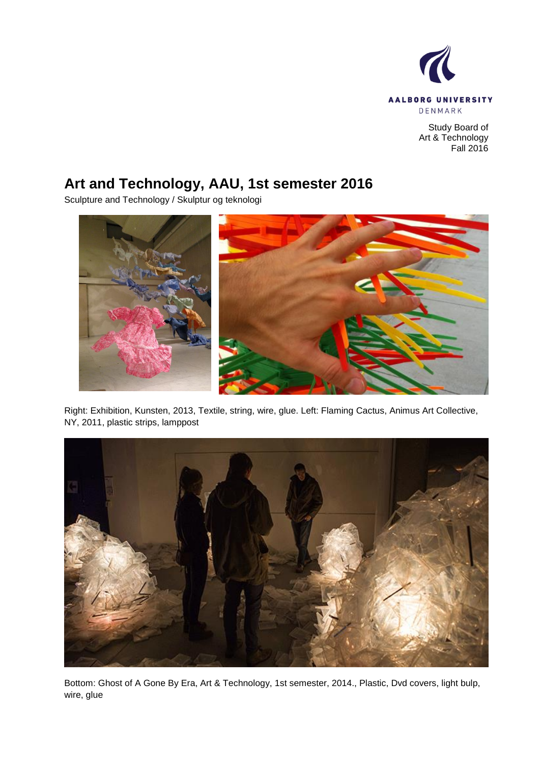AALBORG UNIVERSITY
DENMARK

Study Board of
Art & Technology
Fall 2016

# Art and Technology, AAU, 1st semester 2016

Sculpture and Technology / Skulptur og teknologi

Right: Exhibition, Kunsten, 2013, Textile, string, wire, glue. Left: Flaming Cactus, Animus Art Collective, NY, 2011, plastic strips, lamppost

Bottom: Ghost of A Gone By Era, Art & Technology, 1st semester, 2014., Plastic, Dvd covers, light bulp, wire, glue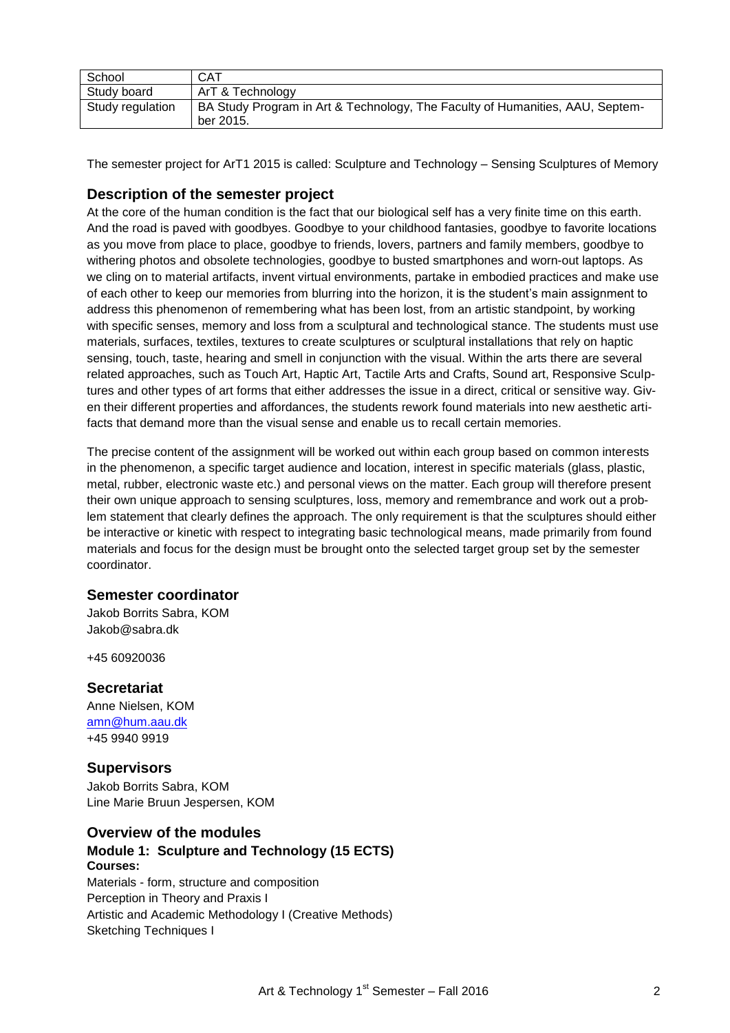| School | CAT |
| --- | --- |
| Study board | ArT & Technology |
| Study regulation | BA Study Program in Art & Technology, The Faculty of Humanities, AAU, September 2015. |

The semester project for ArT1 2015 is called: Sculpture and Technology – Sensing Sculptures of Memory

## Description of the semester project

At the core of the human condition is the fact that our biological self has a very finite time on this earth. And the road is paved with goodbyes. Goodbye to your childhood fantasies, goodbye to favorite locations as you move from place to place, goodbye to friends, lovers, partners and family members, goodbye to withering photos and obsolete technologies, goodbye to busted smartphones and worn-out laptops. As we cling on to material artifacts, invent virtual environments, partake in embodied practices and make use of each other to keep our memories from blurring into the horizon, it is the student's main assignment to address this phenomenon of remembering what has been lost, from an artistic standpoint, by working with specific senses, memory and loss from a sculptural and technological stance. The students must use materials, surfaces, textiles, textures to create sculptures or sculptural installations that rely on haptic sensing, touch, taste, hearing and smell in conjunction with the visual. Within the arts there are several related approaches, such as Touch Art, Haptic Art, Tactile Arts and Crafts, Sound art, Responsive Sculptures and other types of art forms that either addresses the issue in a direct, critical or sensitive way. Given their different properties and affordances, the students rework found materials into new aesthetic artifacts that demand more than the visual sense and enable us to recall certain memories.

The precise content of the assignment will be worked out within each group based on common interests in the phenomenon, a specific target audience and location, interest in specific materials (glass, plastic, metal, rubber, electronic waste etc.) and personal views on the matter. Each group will therefore present their own unique approach to sensing sculptures, loss, memory and remembrance and work out a problem statement that clearly defines the approach. The only requirement is that the sculptures should either be interactive or kinetic with respect to integrating basic technological means, made primarily from found materials and focus for the design must be brought onto the selected target group set by the semester coordinator.

## Semester coordinator

Jakob Borrits Sabra, KOM
Jakob@sabra.dk

+45 60920036

## Secretariat

Anne Nielsen, KOM
amn@hum.aau.dk
+45 9940 9919

## Supervisors

Jakob Borrits Sabra, KOM
Line Marie Bruun Jespersen, KOM

## Overview of the modules

### Module 1: Sculpture and Technology (15 ECTS)

**Courses:**

Materials - form, structure and composition
Perception in Theory and Praxis I
Artistic and Academic Methodology I (Creative Methods)
Sketching Techniques I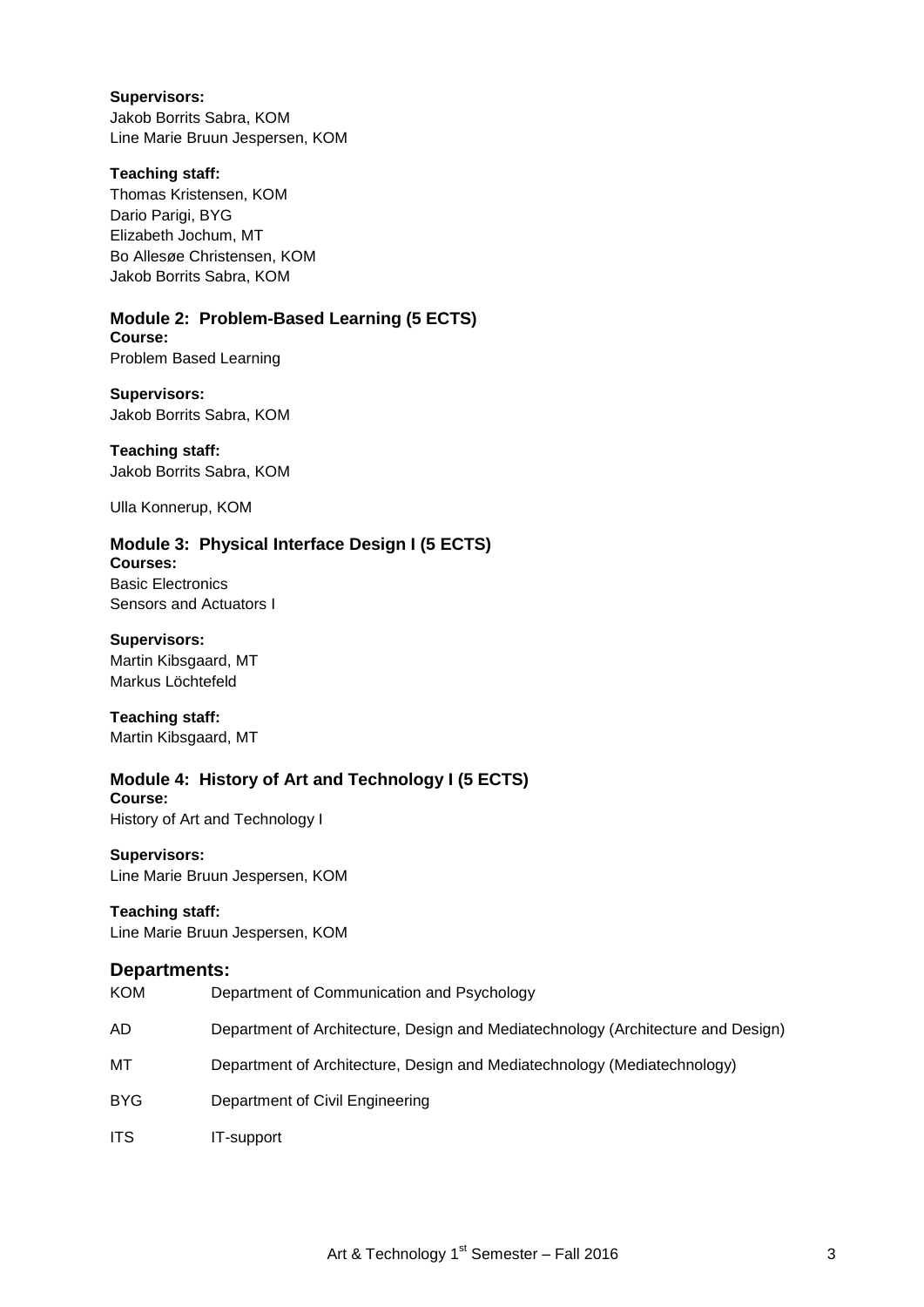**Supervisors:**
Jakob Borrits Sabra, KOM
Line Marie Bruun Jespersen, KOM

**Teaching staff:**
Thomas Kristensen, KOM
Dario Parigi, BYG
Elizabeth Jochum, MT
Bo Allesøe Christensen, KOM
Jakob Borrits Sabra, KOM

### Module 2: Problem-Based Learning (5 ECTS)

**Course:**
Problem Based Learning

**Supervisors:**
Jakob Borrits Sabra, KOM

**Teaching staff:**
Jakob Borrits Sabra, KOM

Ulla Konnerup, KOM

### Module 3: Physical Interface Design I (5 ECTS)

**Courses:**
Basic Electronics
Sensors and Actuators I

**Supervisors:**
Martin Kibsgaard, MT
Markus Löchtefeld

**Teaching staff:**
Martin Kibsgaard, MT

### Module 4: History of Art and Technology I (5 ECTS)

**Course:**
History of Art and Technology I

**Supervisors:**
Line Marie Bruun Jespersen, KOM

**Teaching staff:**
Line Marie Bruun Jespersen, KOM

## Departments:

| | |
|---|---|
| KOM | Department of Communication and Psychology |
| AD | Department of Architecture, Design and Mediatechnology (Architecture and Design) |
| MT | Department of Architecture, Design and Mediatechnology (Mediatechnology) |
| BYG | Department of Civil Engineering |
| ITS | IT-support |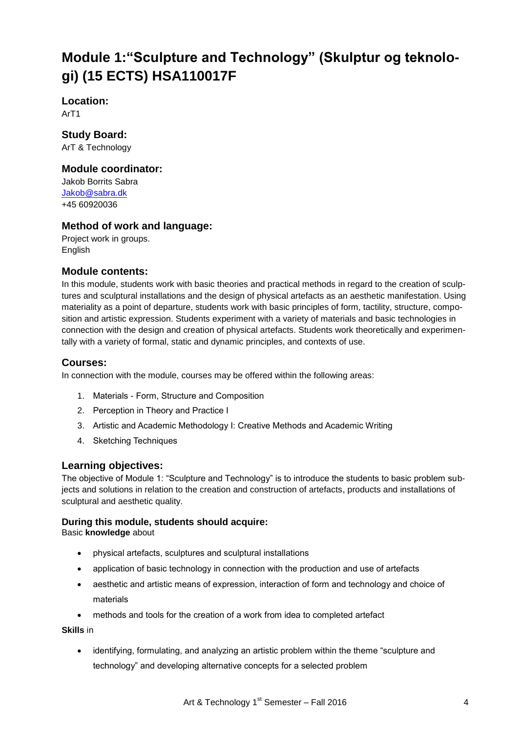# Module 1:"Sculpture and Technology" (Skulptur og teknologi) (15 ECTS) HSA110017F

### Location:

ArT1

### Study Board:

ArT & Technology

### Module coordinator:

Jakob Borrits Sabra
Jakob@sabra.dk
+45 60920036

### Method of work and language:

Project work in groups.
English

### Module contents:

In this module, students work with basic theories and practical methods in regard to the creation of sculptures and sculptural installations and the design of physical artefacts as an aesthetic manifestation. Using materiality as a point of departure, students work with basic principles of form, tactility, structure, composition and artistic expression. Students experiment with a variety of materials and basic technologies in connection with the design and creation of physical artefacts. Students work theoretically and experimentally with a variety of formal, static and dynamic principles, and contexts of use.

### Courses:

In connection with the module, courses may be offered within the following areas:

1. Materials - Form, Structure and Composition
2. Perception in Theory and Practice I
3. Artistic and Academic Methodology I: Creative Methods and Academic Writing
4. Sketching Techniques

### Learning objectives:

The objective of Module 1: "Sculpture and Technology" is to introduce the students to basic problem subjects and solutions in relation to the creation and construction of artefacts, products and installations of sculptural and aesthetic quality.

#### During this module, students should acquire:

Basic **knowledge** about

- physical artefacts, sculptures and sculptural installations
- application of basic technology in connection with the production and use of artefacts
- aesthetic and artistic means of expression, interaction of form and technology and choice of materials
- methods and tools for the creation of a work from idea to completed artefact

**Skills** in

- identifying, formulating, and analyzing an artistic problem within the theme "sculpture and technology" and developing alternative concepts for a selected problem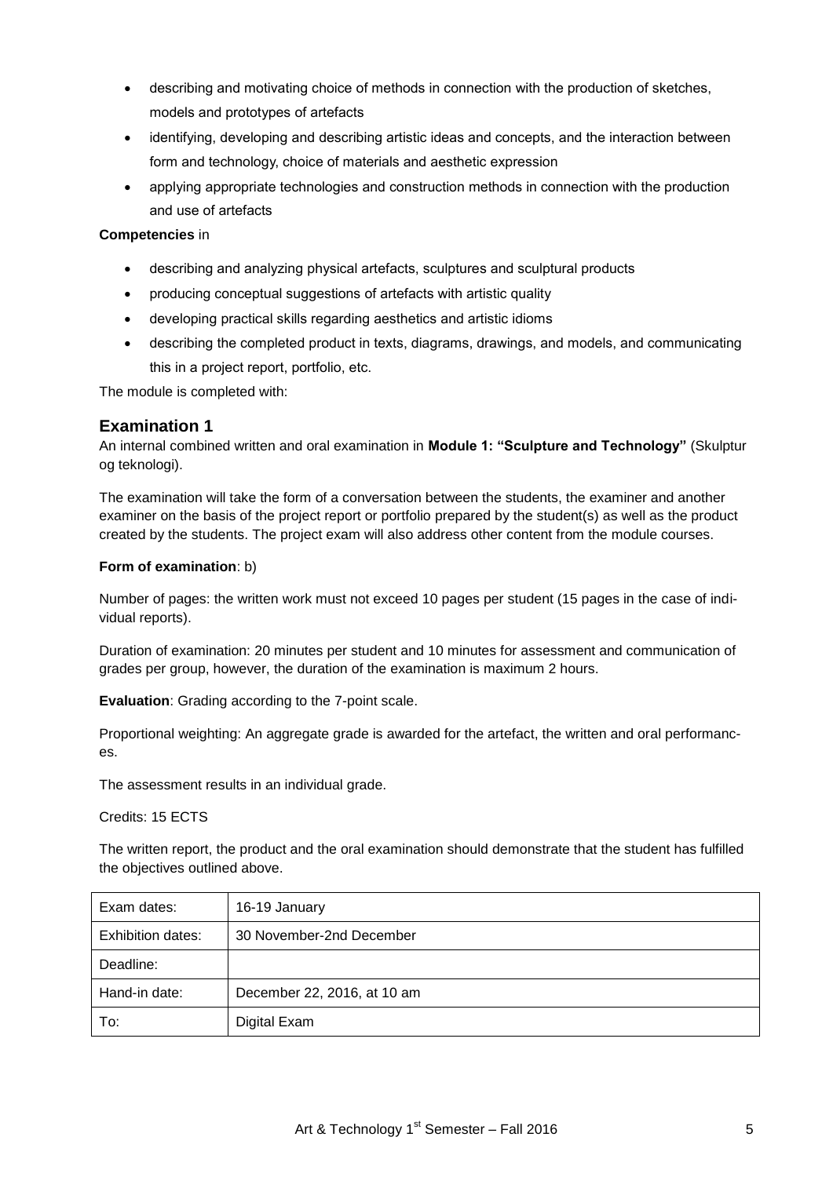- describing and motivating choice of methods in connection with the production of sketches, models and prototypes of artefacts
- identifying, developing and describing artistic ideas and concepts, and the interaction between form and technology, choice of materials and aesthetic expression
- applying appropriate technologies and construction methods in connection with the production and use of artefacts

**Competencies** in

- describing and analyzing physical artefacts, sculptures and sculptural products
- producing conceptual suggestions of artefacts with artistic quality
- developing practical skills regarding aesthetics and artistic idioms
- describing the completed product in texts, diagrams, drawings, and models, and communicating this in a project report, portfolio, etc.

The module is completed with:

## Examination 1

An internal combined written and oral examination in **Module 1: "Sculpture and Technology"** (Skulptur og teknologi).

The examination will take the form of a conversation between the students, the examiner and another examiner on the basis of the project report or portfolio prepared by the student(s) as well as the product created by the students. The project exam will also address other content from the module courses.

**Form of examination**: b)

Number of pages: the written work must not exceed 10 pages per student (15 pages in the case of individual reports).

Duration of examination: 20 minutes per student and 10 minutes for assessment and communication of grades per group, however, the duration of the examination is maximum 2 hours.

**Evaluation**: Grading according to the 7-point scale.

Proportional weighting: An aggregate grade is awarded for the artefact, the written and oral performances.

The assessment results in an individual grade.

Credits: 15 ECTS

The written report, the product and the oral examination should demonstrate that the student has fulfilled the objectives outlined above.

| Exam dates: | 16-19 January |
|---|---|
| Exhibition dates: | 30 November-2nd December |
| Deadline: | |
| Hand-in date: | December 22, 2016, at 10 am |
| To: | Digital Exam |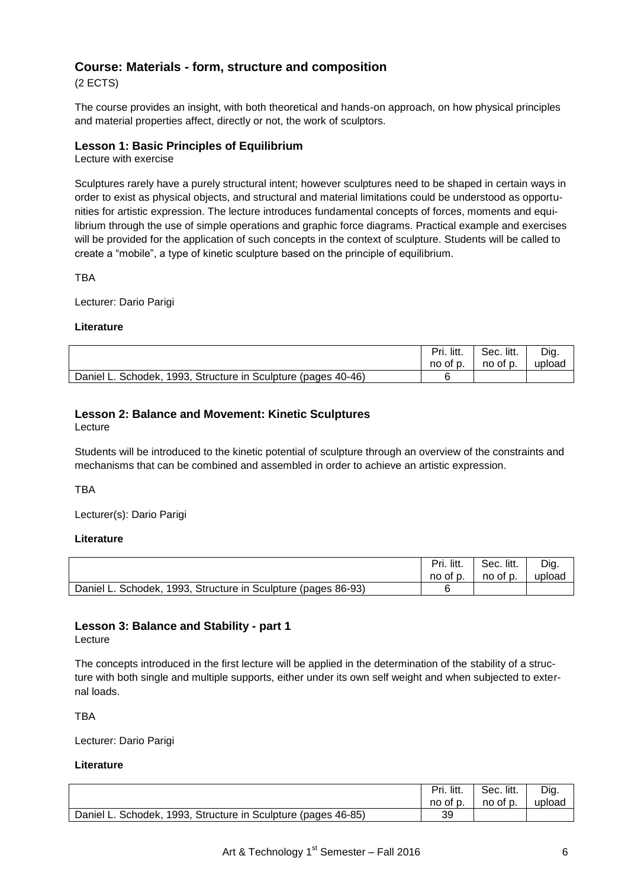## Course: Materials - form, structure and composition

(2 ECTS)

The course provides an insight, with both theoretical and hands-on approach, on how physical principles and material properties affect, directly or not, the work of sculptors.

### Lesson 1: Basic Principles of Equilibrium

Lecture with exercise

Sculptures rarely have a purely structural intent; however sculptures need to be shaped in certain ways in order to exist as physical objects, and structural and material limitations could be understood as opportunities for artistic expression. The lecture introduces fundamental concepts of forces, moments and equilibrium through the use of simple operations and graphic force diagrams. Practical example and exercises will be provided for the application of such concepts in the context of sculpture. Students will be called to create a "mobile", a type of kinetic sculpture based on the principle of equilibrium.

TBA

Lecturer: Dario Parigi

**Literature**

| | Pri. litt. no of p. | Sec. litt. no of p. | Dig. upload |
|---|---|---|---|
| Daniel L. Schodek, 1993, Structure in Sculpture (pages 40-46) | 6 | | |

### Lesson 2: Balance and Movement: Kinetic Sculptures

Lecture

Students will be introduced to the kinetic potential of sculpture through an overview of the constraints and mechanisms that can be combined and assembled in order to achieve an artistic expression.

TBA

Lecturer(s): Dario Parigi

**Literature**

| | Pri. litt. no of p. | Sec. litt. no of p. | Dig. upload |
|---|---|---|---|
| Daniel L. Schodek, 1993, Structure in Sculpture (pages 86-93) | 6 | | |

### Lesson 3: Balance and Stability - part 1

Lecture

The concepts introduced in the first lecture will be applied in the determination of the stability of a structure with both single and multiple supports, either under its own self weight and when subjected to external loads.

TBA

Lecturer: Dario Parigi

**Literature**

| | Pri. litt. no of p. | Sec. litt. no of p. | Dig. upload |
|---|---|---|---|
| Daniel L. Schodek, 1993, Structure in Sculpture (pages 46-85) | 39 | | |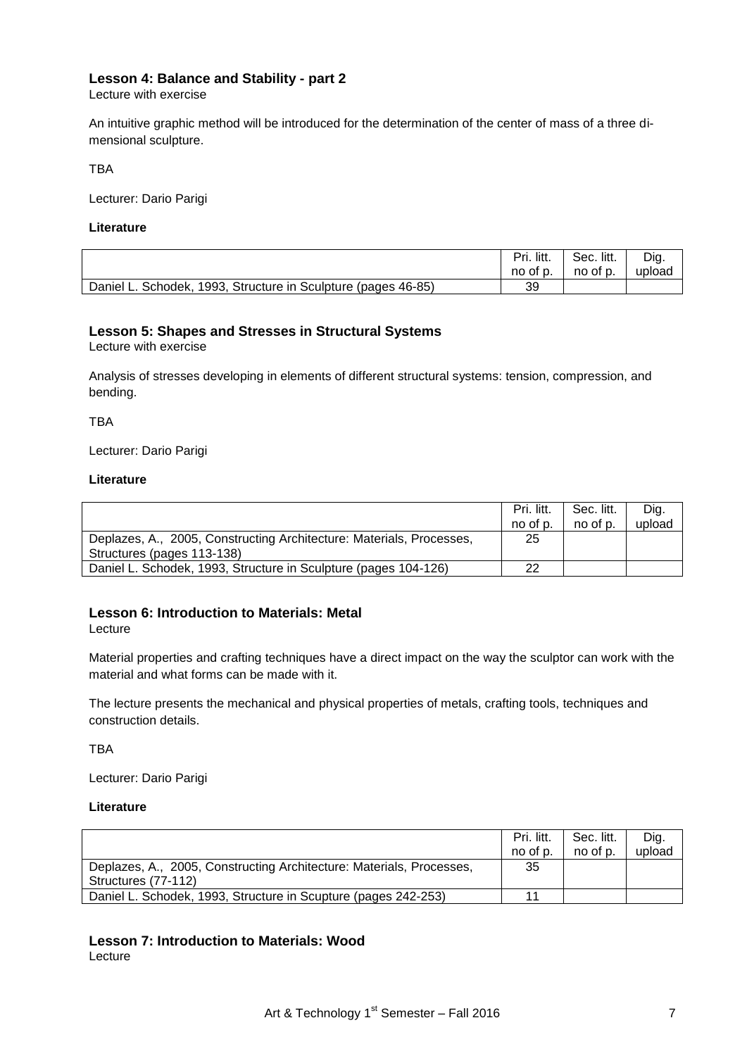### Lesson 4: Balance and Stability - part 2

Lecture with exercise

An intuitive graphic method will be introduced for the determination of the center of mass of a three dimensional sculpture.

TBA

Lecturer: Dario Parigi

**Literature**

| | Pri. litt. no of p. | Sec. litt. no of p. | Dig. upload |
|---|---|---|---|
| Daniel L. Schodek, 1993, Structure in Sculpture (pages 46-85) | 39 | | |

### Lesson 5: Shapes and Stresses in Structural Systems

Lecture with exercise

Analysis of stresses developing in elements of different structural systems: tension, compression, and bending.

TBA

Lecturer: Dario Parigi

**Literature**

| | Pri. litt. no of p. | Sec. litt. no of p. | Dig. upload |
|---|---|---|---|
| Deplazes, A., 2005, Constructing Architecture: Materials, Processes, Structures (pages 113-138) | 25 | | |
| Daniel L. Schodek, 1993, Structure in Sculpture (pages 104-126) | 22 | | |

### Lesson 6: Introduction to Materials: Metal

Lecture

Material properties and crafting techniques have a direct impact on the way the sculptor can work with the material and what forms can be made with it.

The lecture presents the mechanical and physical properties of metals, crafting tools, techniques and construction details.

TBA

Lecturer: Dario Parigi

**Literature**

| | Pri. litt. no of p. | Sec. litt. no of p. | Dig. upload |
|---|---|---|---|
| Deplazes, A., 2005, Constructing Architecture: Materials, Processes, Structures (77-112) | 35 | | |
| Daniel L. Schodek, 1993, Structure in Scupture (pages 242-253) | 11 | | |

### Lesson 7: Introduction to Materials: Wood

Lecture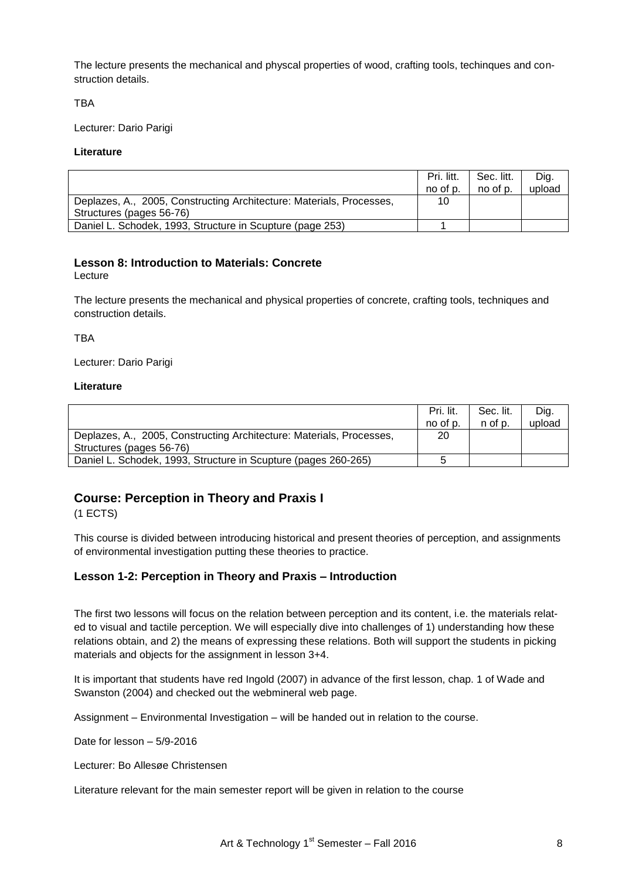The lecture presents the mechanical and physcal properties of wood, crafting tools, techinques and construction details.

TBA

Lecturer: Dario Parigi

**Literature**

| | Pri. litt. no of p. | Sec. litt. no of p. | Dig. upload |
|---|---|---|---|
| Deplazes, A., 2005, Constructing Architecture: Materials, Processes, Structures (pages 56-76) | 10 | | |
| Daniel L. Schodek, 1993, Structure in Scupture (page 253) | 1 | | |

### Lesson 8: Introduction to Materials: Concrete

Lecture

The lecture presents the mechanical and physical properties of concrete, crafting tools, techniques and construction details.

TBA

Lecturer: Dario Parigi

**Literature**

| | Pri. lit. no of p. | Sec. lit. n of p. | Dig. upload |
|---|---|---|---|
| Deplazes, A., 2005, Constructing Architecture: Materials, Processes, Structures (pages 56-76) | 20 | | |
| Daniel L. Schodek, 1993, Structure in Scupture (pages 260-265) | 5 | | |

## Course: Perception in Theory and Praxis I

(1 ECTS)

This course is divided between introducing historical and present theories of perception, and assignments of environmental investigation putting these theories to practice.

### Lesson 1-2: Perception in Theory and Praxis – Introduction

The first two lessons will focus on the relation between perception and its content, i.e. the materials related to visual and tactile perception. We will especially dive into challenges of 1) understanding how these relations obtain, and 2) the means of expressing these relations. Both will support the students in picking materials and objects for the assignment in lesson 3+4.

It is important that students have red Ingold (2007) in advance of the first lesson, chap. 1 of Wade and Swanston (2004) and checked out the webmineral web page.

Assignment – Environmental Investigation – will be handed out in relation to the course.

Date for lesson – 5/9-2016

Lecturer: Bo Allesøe Christensen

Literature relevant for the main semester report will be given in relation to the course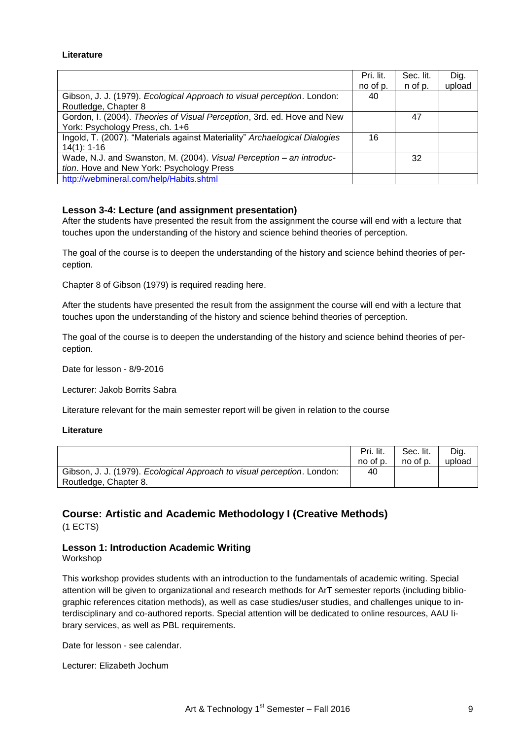**Literature**

| | Pri. lit. no of p. | Sec. lit. n of p. | Dig. upload |
|---|---|---|---|
| Gibson, J. J. (1979). *Ecological Approach to visual perception*. London: Routledge, Chapter 8 | 40 | | |
| Gordon, I. (2004). *Theories of Visual Perception*, 3rd. ed. Hove and New York: Psychology Press, ch. 1+6 | | 47 | |
| Ingold, T. (2007). "Materials against Materiality" *Archaeological Dialogies* 14(1): 1-16 | 16 | | |
| Wade, N.J. and Swanston, M. (2004). *Visual Perception – an introduction*. Hove and New York: Psychology Press | | 32 | |
| http://webmineral.com/help/Habits.shtml | | | |

### Lesson 3-4: Lecture (and assignment presentation)

After the students have presented the result from the assignment the course will end with a lecture that touches upon the understanding of the history and science behind theories of perception.

The goal of the course is to deepen the understanding of the history and science behind theories of perception.

Chapter 8 of Gibson (1979) is required reading here.

After the students have presented the result from the assignment the course will end with a lecture that touches upon the understanding of the history and science behind theories of perception.

The goal of the course is to deepen the understanding of the history and science behind theories of perception.

Date for lesson - 8/9-2016

Lecturer: Jakob Borrits Sabra

Literature relevant for the main semester report will be given in relation to the course

**Literature**

| | Pri. lit. no of p. | Sec. lit. no of p. | Dig. upload |
|---|---|---|---|
| Gibson, J. J. (1979). *Ecological Approach to visual perception*. London: Routledge, Chapter 8. | 40 | | |

## Course: Artistic and Academic Methodology I (Creative Methods)

(1 ECTS)

### Lesson 1: Introduction Academic Writing

Workshop

This workshop provides students with an introduction to the fundamentals of academic writing. Special attention will be given to organizational and research methods for ArT semester reports (including bibliographic references citation methods), as well as case studies/user studies, and challenges unique to interdisciplinary and co-authored reports. Special attention will be dedicated to online resources, AAU library services, as well as PBL requirements.

Date for lesson - see calendar.

Lecturer: Elizabeth Jochum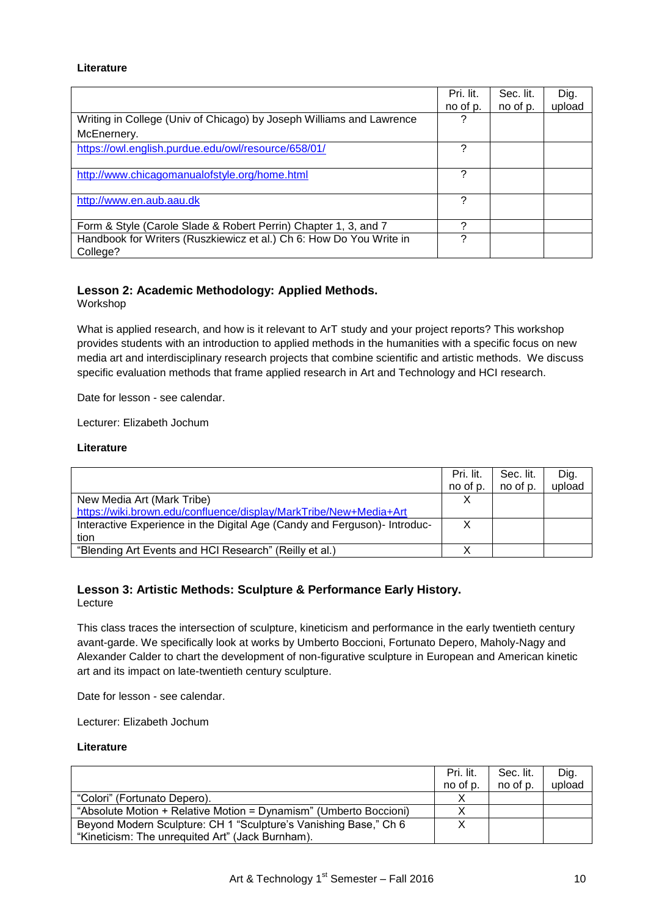**Literature**

| | Pri. lit. no of p. | Sec. lit. no of p. | Dig. upload |
|---|---|---|---|
| Writing in College (Univ of Chicago) by Joseph Williams and Lawrence McEnernery. | ? | | |
| https://owl.english.purdue.edu/owl/resource/658/01/ | ? | | |
| http://www.chicagomanualofstyle.org/home.html | ? | | |
| http://www.en.aub.aau.dk | ? | | |
| Form & Style (Carole Slade & Robert Perrin) Chapter 1, 3, and 7 | ? | | |
| Handbook for Writers (Ruszkiewicz et al.) Ch 6: How Do You Write in College? | ? | | |

### Lesson 2: Academic Methodology: Applied Methods.

Workshop

What is applied research, and how is it relevant to ArT study and your project reports? This workshop provides students with an introduction to applied methods in the humanities with a specific focus on new media art and interdisciplinary research projects that combine scientific and artistic methods. We discuss specific evaluation methods that frame applied research in Art and Technology and HCI research.

Date for lesson - see calendar.

Lecturer: Elizabeth Jochum

**Literature**

| | Pri. lit. no of p. | Sec. lit. no of p. | Dig. upload |
|---|---|---|---|
| New Media Art (Mark Tribe) https://wiki.brown.edu/confluence/display/MarkTribe/New+Media+Art | X | | |
| Interactive Experience in the Digital Age (Candy and Ferguson)- Introduction | X | | |
| "Blending Art Events and HCI Research" (Reilly et al.) | X | | |

### Lesson 3: Artistic Methods: Sculpture & Performance Early History.

Lecture

This class traces the intersection of sculpture, kineticism and performance in the early twentieth century avant-garde. We specifically look at works by Umberto Boccioni, Fortunato Depero, Maholy-Nagy and Alexander Calder to chart the development of non-figurative sculpture in European and American kinetic art and its impact on late-twentieth century sculpture.

Date for lesson - see calendar.

Lecturer: Elizabeth Jochum

**Literature**

| | Pri. lit. no of p. | Sec. lit. no of p. | Dig. upload |
|---|---|---|---|
| "Colori" (Fortunato Depero). | X | | |
| "Absolute Motion + Relative Motion = Dynamism" (Umberto Boccioni) | X | | |
| Beyond Modern Sculpture: CH 1 "Sculpture's Vanishing Base," Ch 6 "Kineticism: The unrequited Art" (Jack Burnham). | X | | |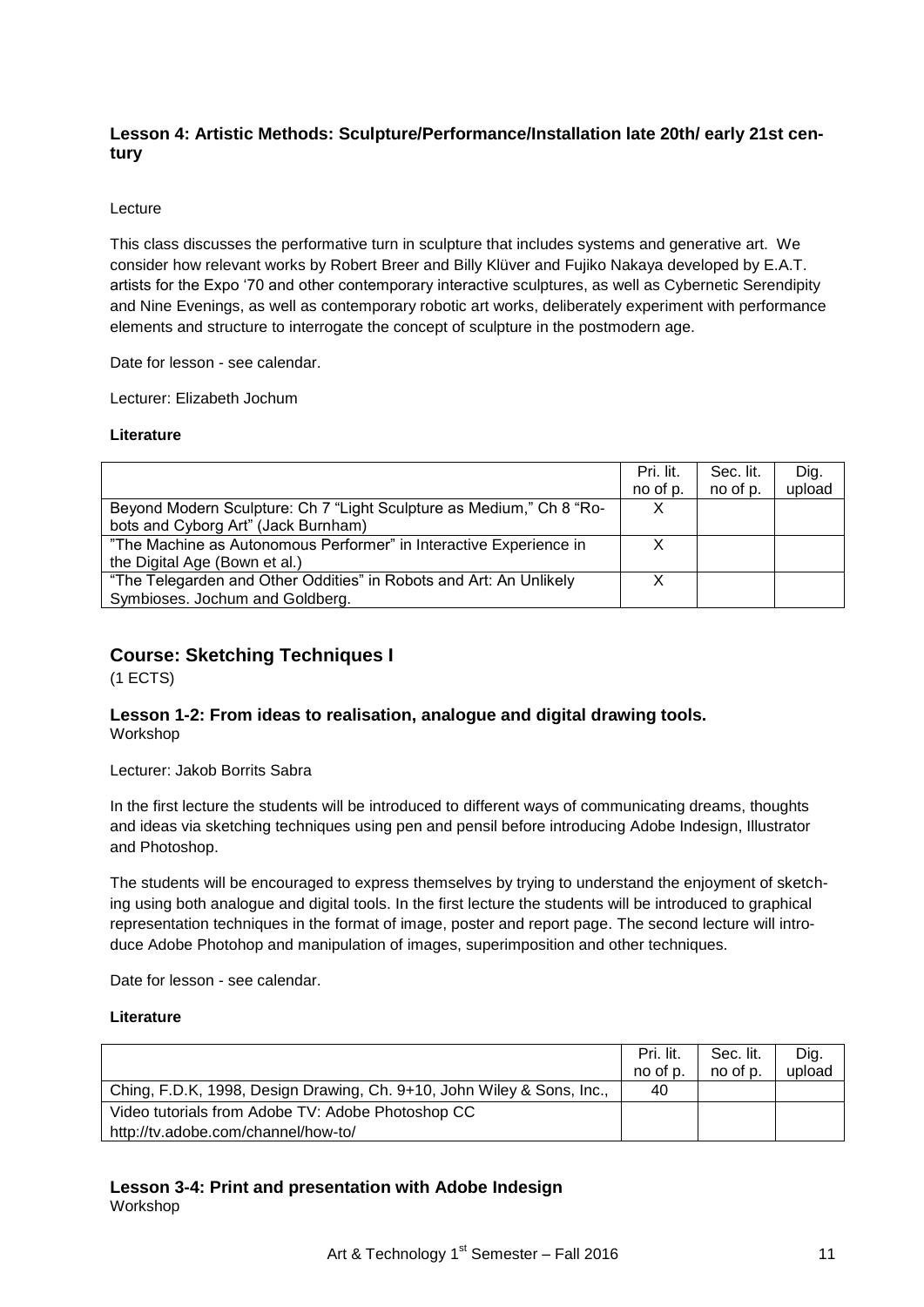### Lesson 4: Artistic Methods: Sculpture/Performance/Installation late 20th/ early 21st century

Lecture

This class discusses the performative turn in sculpture that includes systems and generative art. We consider how relevant works by Robert Breer and Billy Klüver and Fujiko Nakaya developed by E.A.T. artists for the Expo '70 and other contemporary interactive sculptures, as well as Cybernetic Serendipity and Nine Evenings, as well as contemporary robotic art works, deliberately experiment with performance elements and structure to interrogate the concept of sculpture in the postmodern age.

Date for lesson - see calendar.

Lecturer: Elizabeth Jochum

**Literature**

| | Pri. lit. no of p. | Sec. lit. no of p. | Dig. upload |
|---|---|---|---|
| Beyond Modern Sculpture: Ch 7 "Light Sculpture as Medium," Ch 8 "Robots and Cyborg Art" (Jack Burnham) | X | | |
| "The Machine as Autonomous Performer" in Interactive Experience in the Digital Age (Bown et al.) | X | | |
| "The Telegarden and Other Oddities" in Robots and Art: An Unlikely Symbioses. Jochum and Goldberg. | X | | |

## Course: Sketching Techniques I

(1 ECTS)

### Lesson 1-2: From ideas to realisation, analogue and digital drawing tools.

Workshop

Lecturer: Jakob Borrits Sabra

In the first lecture the students will be introduced to different ways of communicating dreams, thoughts and ideas via sketching techniques using pen and pensil before introducing Adobe Indesign, Illustrator and Photoshop.

The students will be encouraged to express themselves by trying to understand the enjoyment of sketching using both analogue and digital tools. In the first lecture the students will be introduced to graphical representation techniques in the format of image, poster and report page. The second lecture will introduce Adobe Photohop and manipulation of images, superimposition and other techniques.

Date for lesson - see calendar.

**Literature**

| | Pri. lit. no of p. | Sec. lit. no of p. | Dig. upload |
|---|---|---|---|
| Ching, F.D.K, 1998, Design Drawing, Ch. 9+10, John Wiley & Sons, Inc., | 40 | | |
| Video tutorials from Adobe TV: Adobe Photoshop CC http://tv.adobe.com/channel/how-to/ | | | |

### Lesson 3-4: Print and presentation with Adobe Indesign

Workshop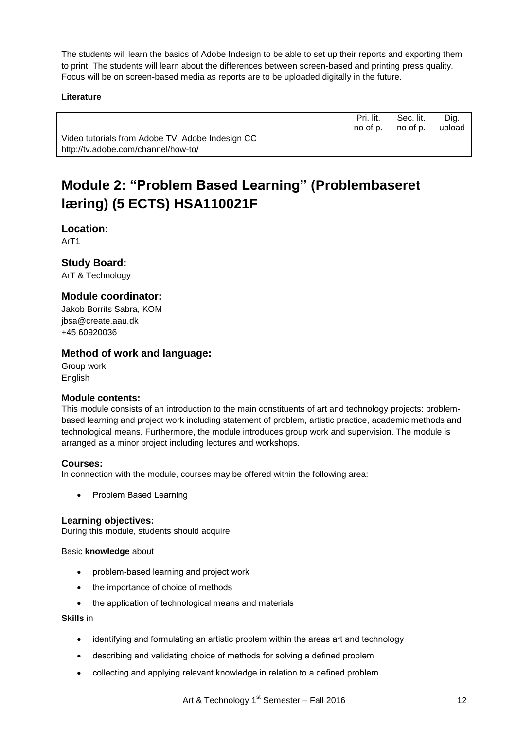The students will learn the basics of Adobe Indesign to be able to set up their reports and exporting them to print. The students will learn about the differences between screen-based and printing press quality. Focus will be on screen-based media as reports are to be uploaded digitally in the future.

**Literature**

| | Pri. lit. no of p. | Sec. lit. no of p. | Dig. upload |
|---|---|---|---|
| Video tutorials from Adobe TV: Adobe Indesign CC http://tv.adobe.com/channel/how-to/ | | | |

# Module 2: "Problem Based Learning" (Problembaseret læring) (5 ECTS) HSA110021F

## Location:

ArT1

## Study Board:

ArT & Technology

## Module coordinator:

Jakob Borrits Sabra, KOM
jbsa@create.aau.dk
+45 60920036

## Method of work and language:

Group work
English

### Module contents:

This module consists of an introduction to the main constituents of art and technology projects: problem-based learning and project work including statement of problem, artistic practice, academic methods and technological means. Furthermore, the module introduces group work and supervision. The module is arranged as a minor project including lectures and workshops.

### Courses:

In connection with the module, courses may be offered within the following area:

- Problem Based Learning

### Learning objectives:

During this module, students should acquire:

Basic **knowledge** about

- problem-based learning and project work
- the importance of choice of methods
- the application of technological means and materials

**Skills** in

- identifying and formulating an artistic problem within the areas art and technology
- describing and validating choice of methods for solving a defined problem
- collecting and applying relevant knowledge in relation to a defined problem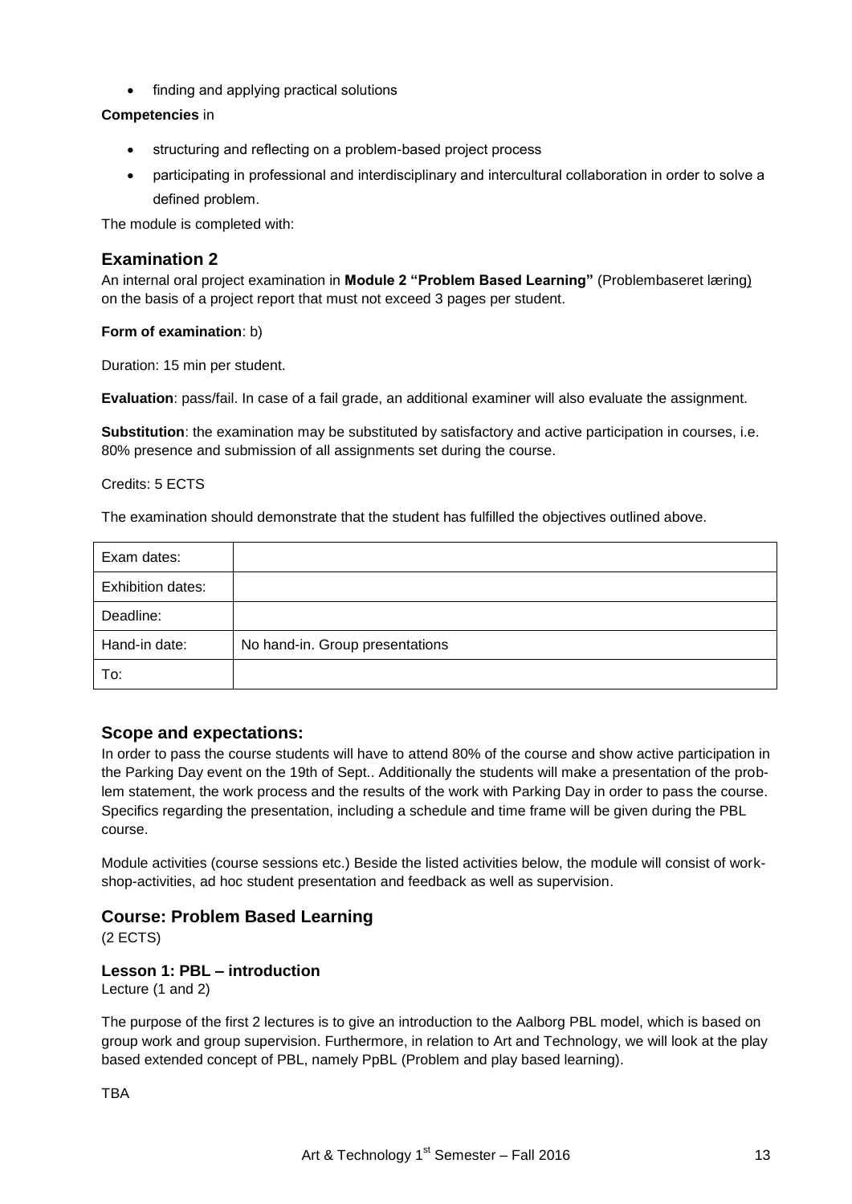- finding and applying practical solutions

**Competencies** in

- structuring and reflecting on a problem-based project process
- participating in professional and interdisciplinary and intercultural collaboration in order to solve a defined problem.

The module is completed with:

## Examination 2

An internal oral project examination in **Module 2 "Problem Based Learning"** (Problembaseret læring) on the basis of a project report that must not exceed 3 pages per student.

**Form of examination**: b)

Duration: 15 min per student.

**Evaluation**: pass/fail. In case of a fail grade, an additional examiner will also evaluate the assignment.

**Substitution**: the examination may be substituted by satisfactory and active participation in courses, i.e. 80% presence and submission of all assignments set during the course.

Credits: 5 ECTS

The examination should demonstrate that the student has fulfilled the objectives outlined above.

| Exam dates: | |
|---|---|
| Exhibition dates: | |
| Deadline: | |
| Hand-in date: | No hand-in. Group presentations |
| To: | |

## Scope and expectations:

In order to pass the course students will have to attend 80% of the course and show active participation in the Parking Day event on the 19th of Sept.. Additionally the students will make a presentation of the problem statement, the work process and the results of the work with Parking Day in order to pass the course. Specifics regarding the presentation, including a schedule and time frame will be given during the PBL course.

Module activities (course sessions etc.) Beside the listed activities below, the module will consist of workshop-activities, ad hoc student presentation and feedback as well as supervision.

## Course: Problem Based Learning

(2 ECTS)

### Lesson 1: PBL – introduction

Lecture (1 and 2)

The purpose of the first 2 lectures is to give an introduction to the Aalborg PBL model, which is based on group work and group supervision. Furthermore, in relation to Art and Technology, we will look at the play based extended concept of PBL, namely PpBL (Problem and play based learning).

TBA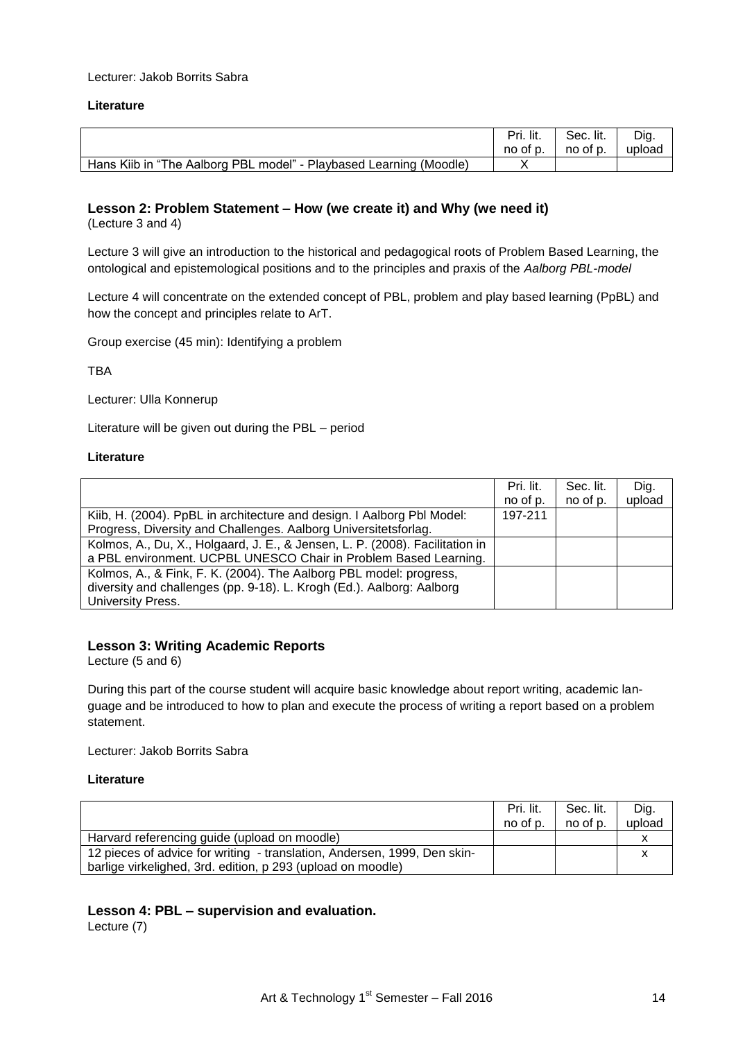Lecturer: Jakob Borrits Sabra

**Literature**

| | Pri. lit. no of p. | Sec. lit. no of p. | Dig. upload |
|---|---|---|---|
| Hans Kiib in "The Aalborg PBL model" - Playbased Learning (Moodle) | X | | |

## Lesson 2: Problem Statement – How (we create it) and Why (we need it)

(Lecture 3 and 4)

Lecture 3 will give an introduction to the historical and pedagogical roots of Problem Based Learning, the ontological and epistemological positions and to the principles and praxis of the *Aalborg PBL-model*

Lecture 4 will concentrate on the extended concept of PBL, problem and play based learning (PpBL) and how the concept and principles relate to ArT.

Group exercise (45 min): Identifying a problem

TBA

Lecturer: Ulla Konnerup

Literature will be given out during the PBL – period

**Literature**

| | Pri. lit. no of p. | Sec. lit. no of p. | Dig. upload |
|---|---|---|---|
| Kiib, H. (2004). PpBL in architecture and design. I Aalborg Pbl Model: Progress, Diversity and Challenges. Aalborg Universitetsforlag. | 197-211 | | |
| Kolmos, A., Du, X., Holgaard, J. E., & Jensen, L. P. (2008). Facilitation in a PBL environment. UCPBL UNESCO Chair in Problem Based Learning. | | | |
| Kolmos, A., & Fink, F. K. (2004). The Aalborg PBL model: progress, diversity and challenges (pp. 9-18). L. Krogh (Ed.). Aalborg: Aalborg University Press. | | | |

## Lesson 3: Writing Academic Reports

Lecture (5 and 6)

During this part of the course student will acquire basic knowledge about report writing, academic language and be introduced to how to plan and execute the process of writing a report based on a problem statement.

Lecturer: Jakob Borrits Sabra

**Literature**

| | Pri. lit. no of p. | Sec. lit. no of p. | Dig. upload |
|---|---|---|---|
| Harvard referencing guide (upload on moodle) | | | x |
| 12 pieces of advice for writing - translation, Andersen, 1999, Den skinbarlige virkelighed, 3rd. edition, p 293 (upload on moodle) | | | x |

## Lesson 4: PBL – supervision and evaluation.

Lecture (7)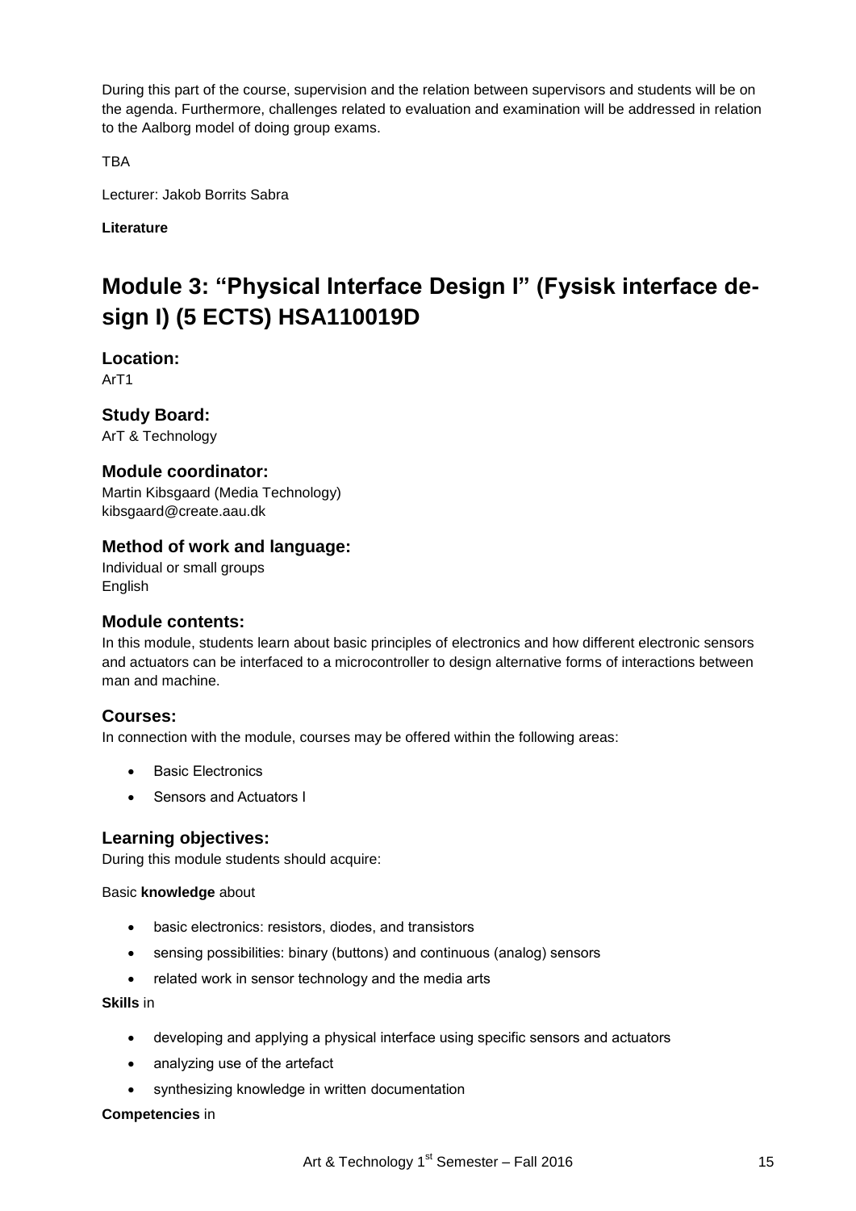During this part of the course, supervision and the relation between supervisors and students will be on the agenda. Furthermore, challenges related to evaluation and examination will be addressed in relation to the Aalborg model of doing group exams.

TBA

Lecturer: Jakob Borrits Sabra

**Literature**

# Module 3: "Physical Interface Design I" (Fysisk interface design I) (5 ECTS) HSA110019D

### Location:

ArT1

### Study Board:

ArT & Technology

### Module coordinator:

Martin Kibsgaard (Media Technology)
kibsgaard@create.aau.dk

### Method of work and language:

Individual or small groups
English

### Module contents:

In this module, students learn about basic principles of electronics and how different electronic sensors and actuators can be interfaced to a microcontroller to design alternative forms of interactions between man and machine.

### Courses:

In connection with the module, courses may be offered within the following areas:

- Basic Electronics
- Sensors and Actuators I

### Learning objectives:

During this module students should acquire:

Basic **knowledge** about

- basic electronics: resistors, diodes, and transistors
- sensing possibilities: binary (buttons) and continuous (analog) sensors
- related work in sensor technology and the media arts

**Skills** in

- developing and applying a physical interface using specific sensors and actuators
- analyzing use of the artefact
- synthesizing knowledge in written documentation

**Competencies** in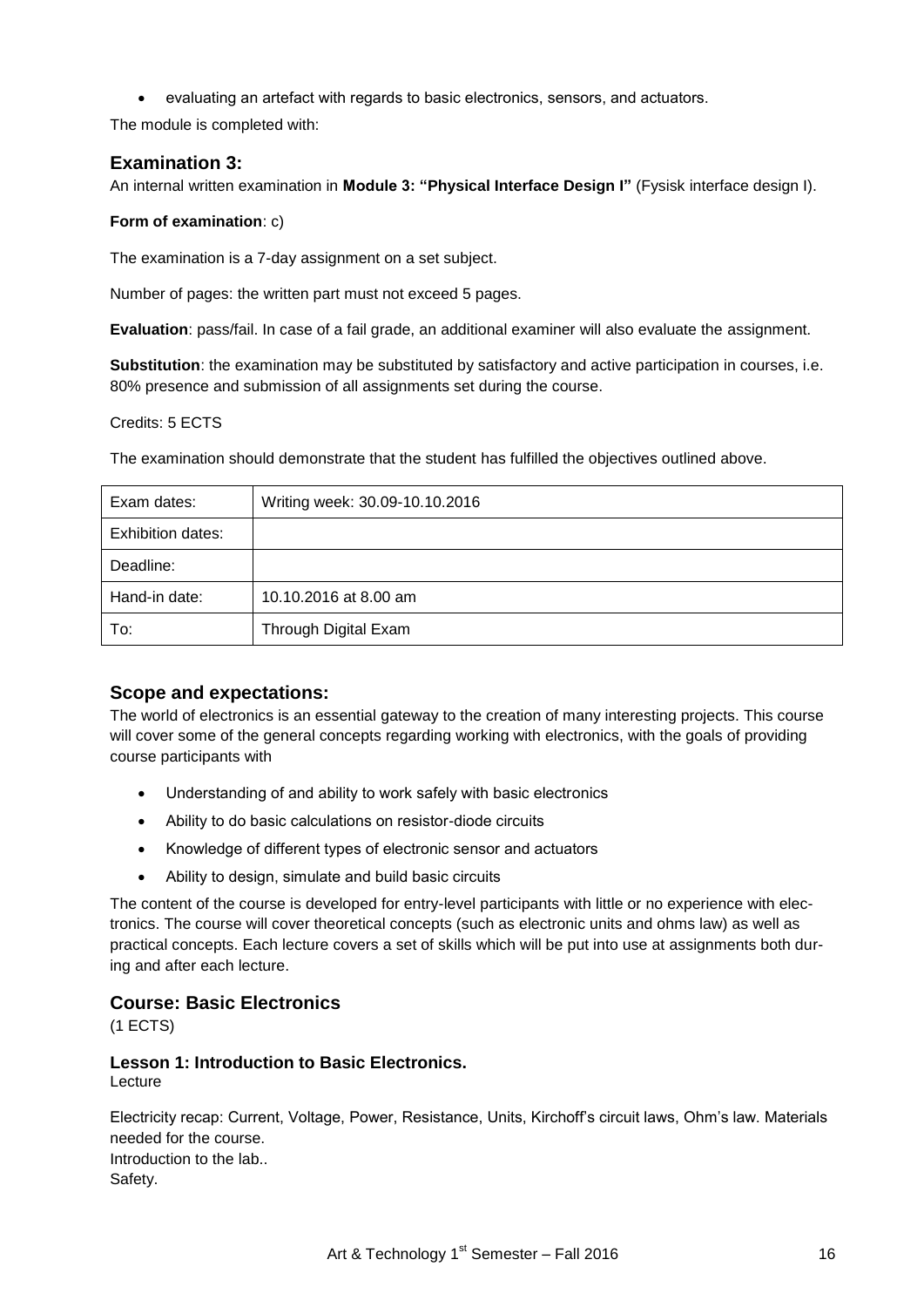- evaluating an artefact with regards to basic electronics, sensors, and actuators.

The module is completed with:

## Examination 3:

An internal written examination in **Module 3: "Physical Interface Design I"** (Fysisk interface design I).

**Form of examination**: c)

The examination is a 7-day assignment on a set subject.

Number of pages: the written part must not exceed 5 pages.

**Evaluation**: pass/fail. In case of a fail grade, an additional examiner will also evaluate the assignment.

**Substitution**: the examination may be substituted by satisfactory and active participation in courses, i.e. 80% presence and submission of all assignments set during the course.

Credits: 5 ECTS

The examination should demonstrate that the student has fulfilled the objectives outlined above.

| Exam dates: | Writing week: 30.09-10.10.2016 |
|---|---|
| Exhibition dates: | |
| Deadline: | |
| Hand-in date: | 10.10.2016 at 8.00 am |
| To: | Through Digital Exam |

## Scope and expectations:

The world of electronics is an essential gateway to the creation of many interesting projects. This course will cover some of the general concepts regarding working with electronics, with the goals of providing course participants with

- Understanding of and ability to work safely with basic electronics
- Ability to do basic calculations on resistor-diode circuits
- Knowledge of different types of electronic sensor and actuators
- Ability to design, simulate and build basic circuits

The content of the course is developed for entry-level participants with little or no experience with electronics. The course will cover theoretical concepts (such as electronic units and ohms law) as well as practical concepts. Each lecture covers a set of skills which will be put into use at assignments both during and after each lecture.

## Course: Basic Electronics

(1 ECTS)

### Lesson 1: Introduction to Basic Electronics.

Lecture

Electricity recap: Current, Voltage, Power, Resistance, Units, Kirchoff's circuit laws, Ohm's law. Materials needed for the course.
Introduction to the lab..
Safety.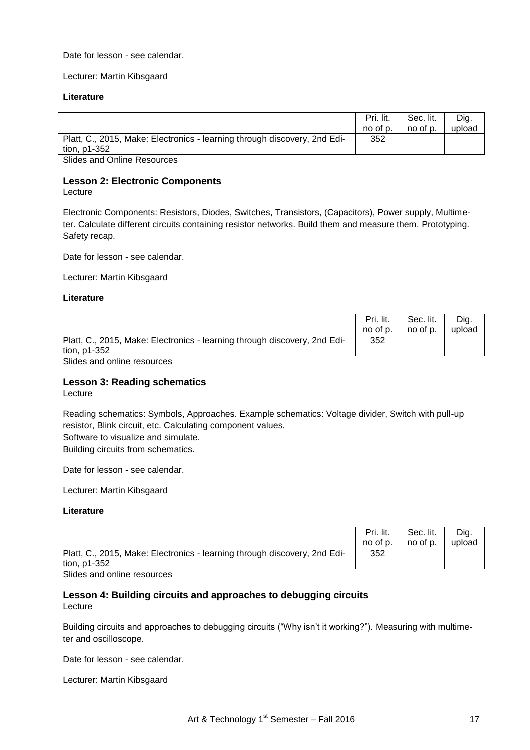Date for lesson - see calendar.

Lecturer: Martin Kibsgaard

**Literature**

| | Pri. lit. no of p. | Sec. lit. no of p. | Dig. upload |
|---|---|---|---|
| Platt, C., 2015, Make: Electronics - learning through discovery, 2nd Edition, p1-352 | 352 | | |

Slides and Online Resources

### Lesson 2: Electronic Components

Lecture

Electronic Components: Resistors, Diodes, Switches, Transistors, (Capacitors), Power supply, Multimeter. Calculate different circuits containing resistor networks. Build them and measure them. Prototyping. Safety recap.

Date for lesson - see calendar.

Lecturer: Martin Kibsgaard

**Literature**

| | Pri. lit. no of p. | Sec. lit. no of p. | Dig. upload |
|---|---|---|---|
| Platt, C., 2015, Make: Electronics - learning through discovery, 2nd Edition, p1-352 | 352 | | |

Slides and online resources

### Lesson 3: Reading schematics

Lecture

Reading schematics: Symbols, Approaches. Example schematics: Voltage divider, Switch with pull-up resistor, Blink circuit, etc. Calculating component values.
Software to visualize and simulate.
Building circuits from schematics.

Date for lesson - see calendar.

Lecturer: Martin Kibsgaard

**Literature**

| | Pri. lit. no of p. | Sec. lit. no of p. | Dig. upload |
|---|---|---|---|
| Platt, C., 2015, Make: Electronics - learning through discovery, 2nd Edition, p1-352 | 352 | | |

Slides and online resources

### Lesson 4: Building circuits and approaches to debugging circuits

Lecture

Building circuits and approaches to debugging circuits ("Why isn't it working?"). Measuring with multimeter and oscilloscope.

Date for lesson - see calendar.

Lecturer: Martin Kibsgaard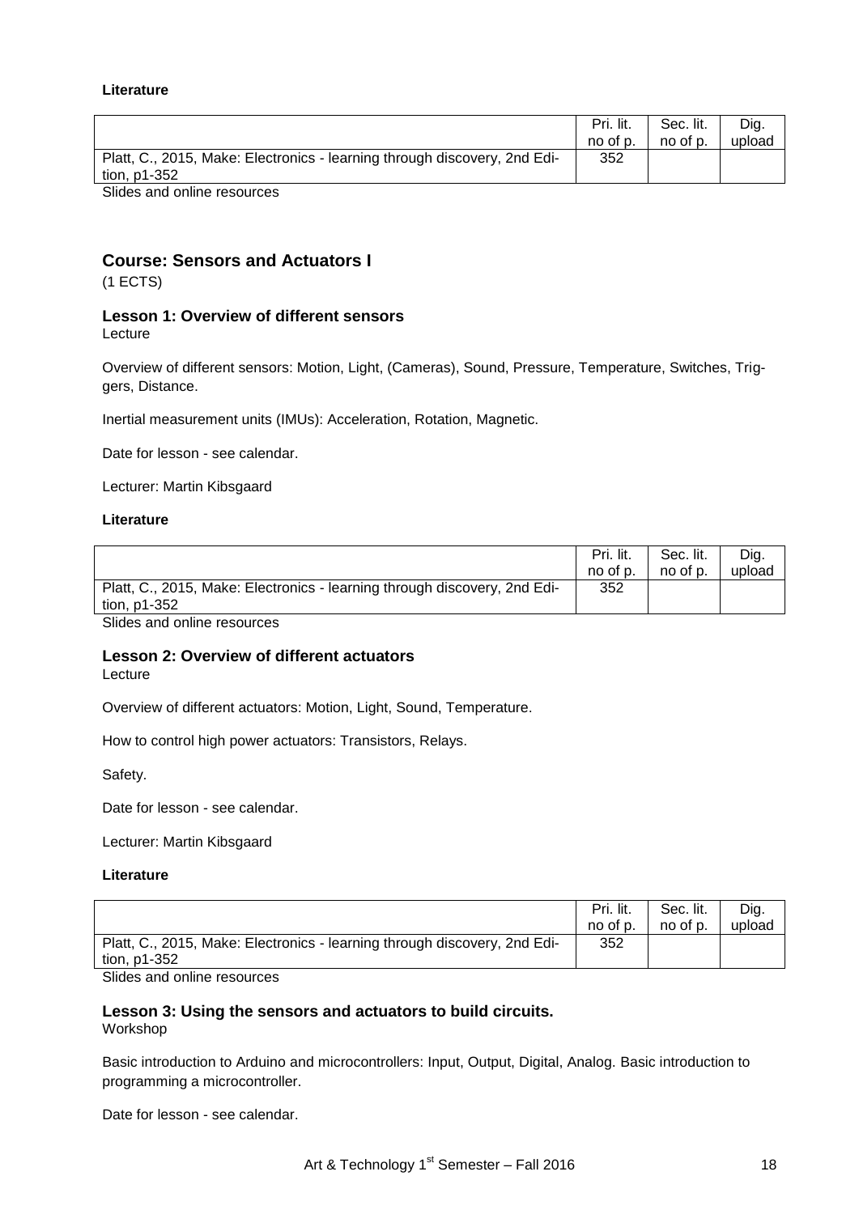**Literature**

| | Pri. lit. no of p. | Sec. lit. no of p. | Dig. upload |
|---|---|---|---|
| Platt, C., 2015, Make: Electronics - learning through discovery, 2nd Edition, p1-352 | 352 | | |

Slides and online resources

## Course: Sensors and Actuators I

(1 ECTS)

### Lesson 1: Overview of different sensors

Lecture

Overview of different sensors: Motion, Light, (Cameras), Sound, Pressure, Temperature, Switches, Triggers, Distance.

Inertial measurement units (IMUs): Acceleration, Rotation, Magnetic.

Date for lesson - see calendar.

Lecturer: Martin Kibsgaard

**Literature**

| | Pri. lit. no of p. | Sec. lit. no of p. | Dig. upload |
|---|---|---|---|
| Platt, C., 2015, Make: Electronics - learning through discovery, 2nd Edition, p1-352 | 352 | | |

Slides and online resources

### Lesson 2: Overview of different actuators

Lecture

Overview of different actuators: Motion, Light, Sound, Temperature.

How to control high power actuators: Transistors, Relays.

Safety.

Date for lesson - see calendar.

Lecturer: Martin Kibsgaard

**Literature**

| | Pri. lit. no of p. | Sec. lit. no of p. | Dig. upload |
|---|---|---|---|
| Platt, C., 2015, Make: Electronics - learning through discovery, 2nd Edition, p1-352 | 352 | | |

Slides and online resources

### Lesson 3: Using the sensors and actuators to build circuits.

Workshop

Basic introduction to Arduino and microcontrollers: Input, Output, Digital, Analog. Basic introduction to programming a microcontroller.

Date for lesson - see calendar.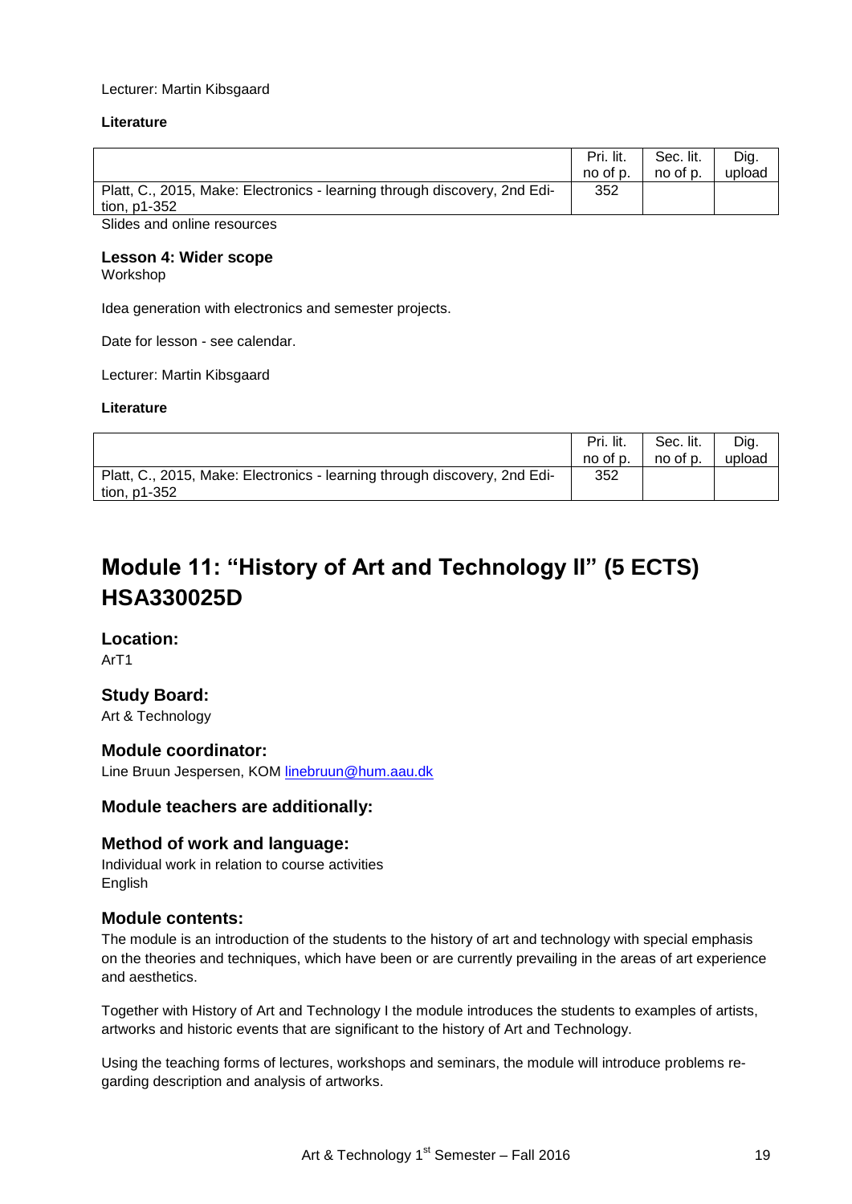Lecturer: Martin Kibsgaard

**Literature**

| | Pri. lit. no of p. | Sec. lit. no of p. | Dig. upload |
|---|---|---|---|
| Platt, C., 2015, Make: Electronics - learning through discovery, 2nd Edition, p1-352 | 352 | | |

Slides and online resources

### Lesson 4: Wider scope

Workshop

Idea generation with electronics and semester projects.

Date for lesson - see calendar.

Lecturer: Martin Kibsgaard

**Literature**

| | Pri. lit. no of p. | Sec. lit. no of p. | Dig. upload |
|---|---|---|---|
| Platt, C., 2015, Make: Electronics - learning through discovery, 2nd Edition, p1-352 | 352 | | |

# Module 11: "History of Art and Technology II" (5 ECTS) HSA330025D

### Location:

ArT1

### Study Board:

Art & Technology

### Module coordinator:

Line Bruun Jespersen, KOM linebruun@hum.aau.dk

### Module teachers are additionally:

### Method of work and language:

Individual work in relation to course activities
English

### Module contents:

The module is an introduction of the students to the history of art and technology with special emphasis on the theories and techniques, which have been or are currently prevailing in the areas of art experience and aesthetics.

Together with History of Art and Technology I the module introduces the students to examples of artists, artworks and historic events that are significant to the history of Art and Technology.

Using the teaching forms of lectures, workshops and seminars, the module will introduce problems regarding description and analysis of artworks.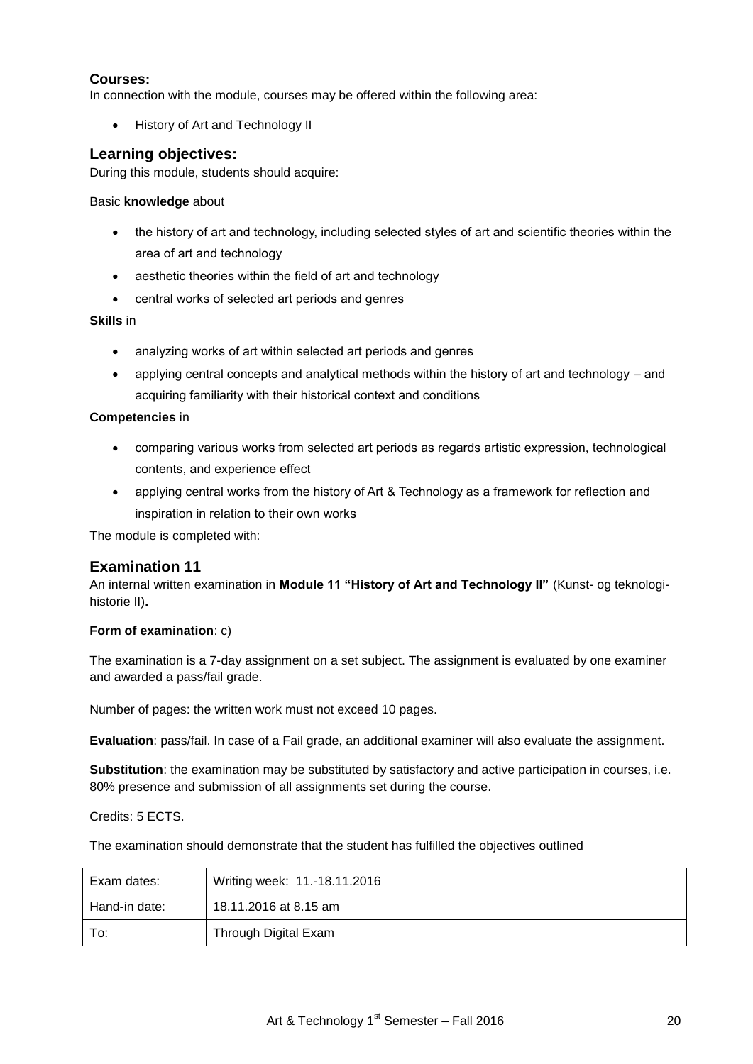### Courses:

In connection with the module, courses may be offered within the following area:

- History of Art and Technology II

## Learning objectives:

During this module, students should acquire:

Basic **knowledge** about

- the history of art and technology, including selected styles of art and scientific theories within the area of art and technology
- aesthetic theories within the field of art and technology
- central works of selected art periods and genres

**Skills** in

- analyzing works of art within selected art periods and genres
- applying central concepts and analytical methods within the history of art and technology – and acquiring familiarity with their historical context and conditions

**Competencies** in

- comparing various works from selected art periods as regards artistic expression, technological contents, and experience effect
- applying central works from the history of Art & Technology as a framework for reflection and inspiration in relation to their own works

The module is completed with:

## Examination 11

An internal written examination in **Module 11 "History of Art and Technology II"** (Kunst- og teknologi-historie II)**.**

**Form of examination**: c)

The examination is a 7-day assignment on a set subject. The assignment is evaluated by one examiner and awarded a pass/fail grade.

Number of pages: the written work must not exceed 10 pages.

**Evaluation**: pass/fail. In case of a Fail grade, an additional examiner will also evaluate the assignment.

**Substitution**: the examination may be substituted by satisfactory and active participation in courses, i.e. 80% presence and submission of all assignments set during the course.

Credits: 5 ECTS.

The examination should demonstrate that the student has fulfilled the objectives outlined

| Exam dates: | Writing week: 11.-18.11.2016 |
|---|---|
| Hand-in date: | 18.11.2016 at 8.15 am |
| To: | Through Digital Exam |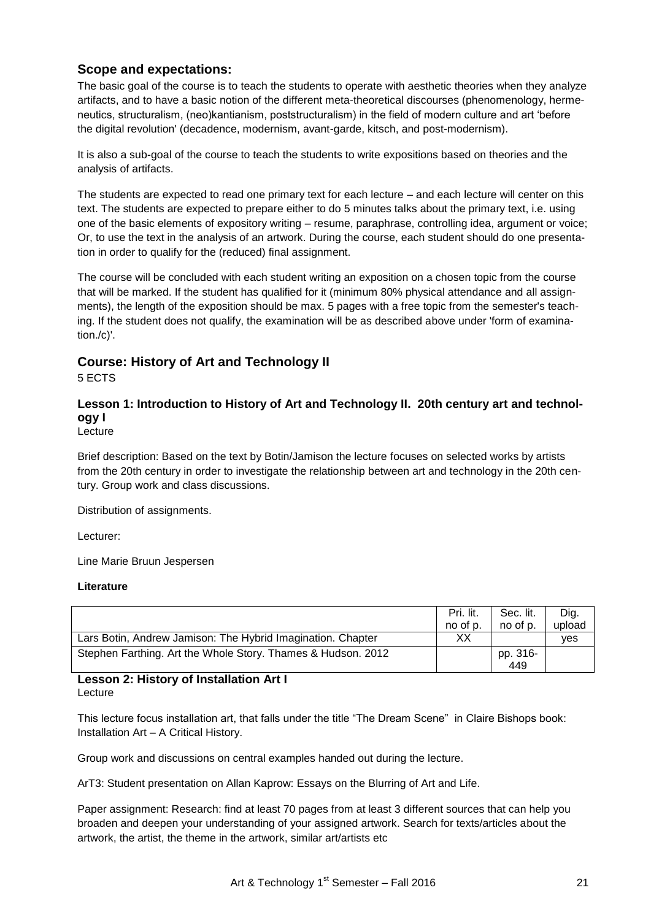## Scope and expectations:

The basic goal of the course is to teach the students to operate with aesthetic theories when they analyze artifacts, and to have a basic notion of the different meta-theoretical discourses (phenomenology, hermeneutics, structuralism, (neo)kantianism, poststructuralism) in the field of modern culture and art 'before the digital revolution' (decadence, modernism, avant-garde, kitsch, and post-modernism).

It is also a sub-goal of the course to teach the students to write expositions based on theories and the analysis of artifacts.

The students are expected to read one primary text for each lecture – and each lecture will center on this text. The students are expected to prepare either to do 5 minutes talks about the primary text, i.e. using one of the basic elements of expository writing – resume, paraphrase, controlling idea, argument or voice; Or, to use the text in the analysis of an artwork. During the course, each student should do one presentation in order to qualify for the (reduced) final assignment.

The course will be concluded with each student writing an exposition on a chosen topic from the course that will be marked. If the student has qualified for it (minimum 80% physical attendance and all assignments), the length of the exposition should be max. 5 pages with a free topic from the semester's teaching. If the student does not qualify, the examination will be as described above under 'form of examination./c)'.

## Course: History of Art and Technology II

5 ECTS

### Lesson 1: Introduction to History of Art and Technology II. 20th century art and technology I

Lecture

Brief description: Based on the text by Botin/Jamison the lecture focuses on selected works by artists from the 20th century in order to investigate the relationship between art and technology in the 20th century. Group work and class discussions.

Distribution of assignments.

Lecturer:

Line Marie Bruun Jespersen

**Literature**

| | Pri. lit. no of p. | Sec. lit. no of p. | Dig. upload |
|---|---|---|---|
| Lars Botin, Andrew Jamison: The Hybrid Imagination. Chapter | XX | | yes |
| Stephen Farthing. Art the Whole Story. Thames & Hudson. 2012 | | pp. 316-449 | |

### Lesson 2: History of Installation Art I

Lecture

This lecture focus installation art, that falls under the title "The Dream Scene" in Claire Bishops book: Installation Art – A Critical History.

Group work and discussions on central examples handed out during the lecture.

ArT3: Student presentation on Allan Kaprow: Essays on the Blurring of Art and Life.

Paper assignment: Research: find at least 70 pages from at least 3 different sources that can help you broaden and deepen your understanding of your assigned artwork. Search for texts/articles about the artwork, the artist, the theme in the artwork, similar art/artists etc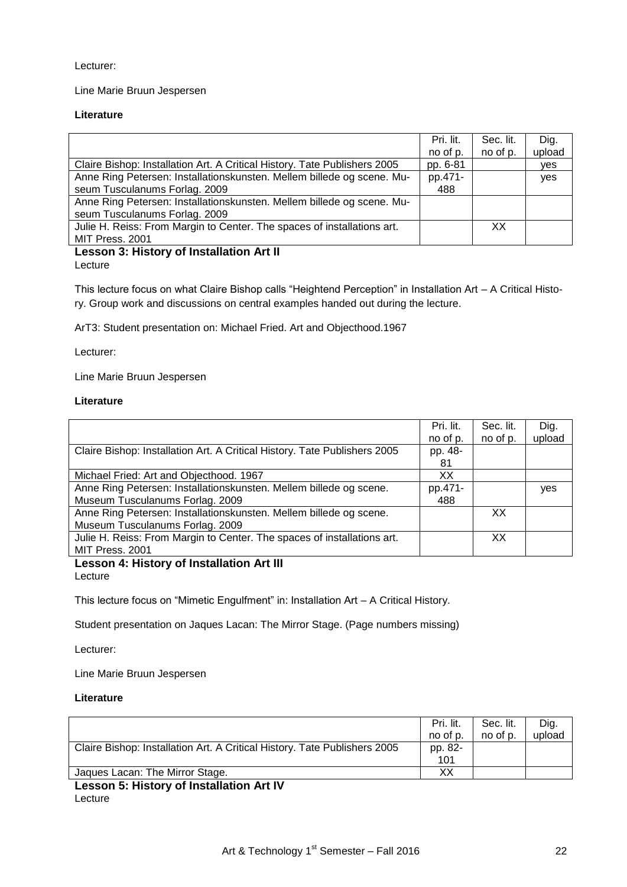Lecturer:

Line Marie Bruun Jespersen

**Literature**

| | Pri. lit. no of p. | Sec. lit. no of p. | Dig. upload |
|---|---|---|---|
| Claire Bishop: Installation Art. A Critical History. Tate Publishers 2005 | pp. 6-81 | | yes |
| Anne Ring Petersen: Installationskunsten. Mellem billede og scene. Museum Tusculanums Forlag. 2009 | pp.471-488 | | yes |
| Anne Ring Petersen: Installationskunsten. Mellem billede og scene. Museum Tusculanums Forlag. 2009 | | | |
| Julie H. Reiss: From Margin to Center. The spaces of installations art. MIT Press. 2001 | | XX | |

**Lesson 3: History of Installation Art II**

Lecture

This lecture focus on what Claire Bishop calls "Heightend Perception" in Installation Art – A Critical History. Group work and discussions on central examples handed out during the lecture.

ArT3: Student presentation on: Michael Fried. Art and Objecthood.1967

Lecturer:

Line Marie Bruun Jespersen

**Literature**

| | Pri. lit. no of p. | Sec. lit. no of p. | Dig. upload |
|---|---|---|---|
| Claire Bishop: Installation Art. A Critical History. Tate Publishers 2005 | pp. 48-81 | | |
| Michael Fried: Art and Objecthood. 1967 | XX | | |
| Anne Ring Petersen: Installationskunsten. Mellem billede og scene. Museum Tusculanums Forlag. 2009 | pp.471-488 | | yes |
| Anne Ring Petersen: Installationskunsten. Mellem billede og scene. Museum Tusculanums Forlag. 2009 | | XX | |
| Julie H. Reiss: From Margin to Center. The spaces of installations art. MIT Press. 2001 | | XX | |

**Lesson 4: History of Installation Art III**

Lecture

This lecture focus on "Mimetic Engulfment" in: Installation Art – A Critical History.

Student presentation on Jaques Lacan: The Mirror Stage. (Page numbers missing)

Lecturer:

Line Marie Bruun Jespersen

**Literature**

| | Pri. lit. no of p. | Sec. lit. no of p. | Dig. upload |
|---|---|---|---|
| Claire Bishop: Installation Art. A Critical History. Tate Publishers 2005 | pp. 82-101 | | |
| Jaques Lacan: The Mirror Stage. | XX | | |

**Lesson 5: History of Installation Art IV**

Lecture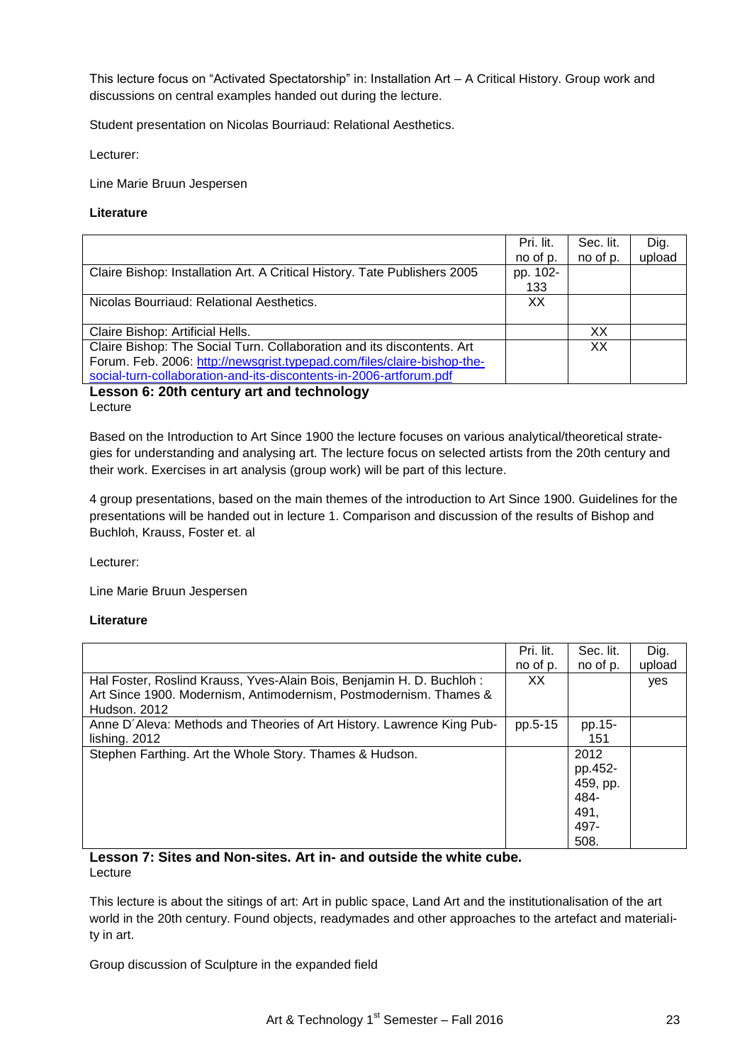This lecture focus on "Activated Spectatorship" in: Installation Art – A Critical History. Group work and discussions on central examples handed out during the lecture.

Student presentation on Nicolas Bourriaud: Relational Aesthetics.

Lecturer:

Line Marie Bruun Jespersen

**Literature**

| | Pri. lit. no of p. | Sec. lit. no of p. | Dig. upload |
|---|---|---|---|
| Claire Bishop: Installation Art. A Critical History. Tate Publishers 2005 | pp. 102-133 | | |
| Nicolas Bourriaud: Relational Aesthetics. | XX | | |
| Claire Bishop: Artificial Hells. | | XX | |
| Claire Bishop: The Social Turn. Collaboration and its discontents. Art Forum. Feb. 2006: http://newsgrist.typepad.com/files/claire-bishop-the-social-turn-collaboration-and-its-discontents-in-2006-artforum.pdf | | XX | |

## Lesson 6: 20th century art and technology

Lecture

Based on the Introduction to Art Since 1900 the lecture focuses on various analytical/theoretical strategies for understanding and analysing art. The lecture focus on selected artists from the 20th century and their work. Exercises in art analysis (group work) will be part of this lecture.

4 group presentations, based on the main themes of the introduction to Art Since 1900. Guidelines for the presentations will be handed out in lecture 1. Comparison and discussion of the results of Bishop and Buchloh, Krauss, Foster et. al

Lecturer:

Line Marie Bruun Jespersen

**Literature**

| | Pri. lit. no of p. | Sec. lit. no of p. | Dig. upload |
|---|---|---|---|
| Hal Foster, Roslind Krauss, Yves-Alain Bois, Benjamin H. D. Buchloh : Art Since 1900. Modernism, Antimodernism, Postmodernism. Thames & Hudson. 2012 | XX | | yes |
| Anne D´Aleva: Methods and Theories of Art History. Lawrence King Publishing. 2012 | pp.5-15 | pp.15-151 | |
| Stephen Farthing. Art the Whole Story. Thames & Hudson. | | 2012 pp.452-459, pp. 484-491, 497-508. | |

## Lesson 7: Sites and Non-sites. Art in- and outside the white cube.

Lecture

This lecture is about the sitings of art: Art in public space, Land Art and the institutionalisation of the art world in the 20th century. Found objects, readymades and other approaches to the artefact and materiality in art.

Group discussion of Sculpture in the expanded field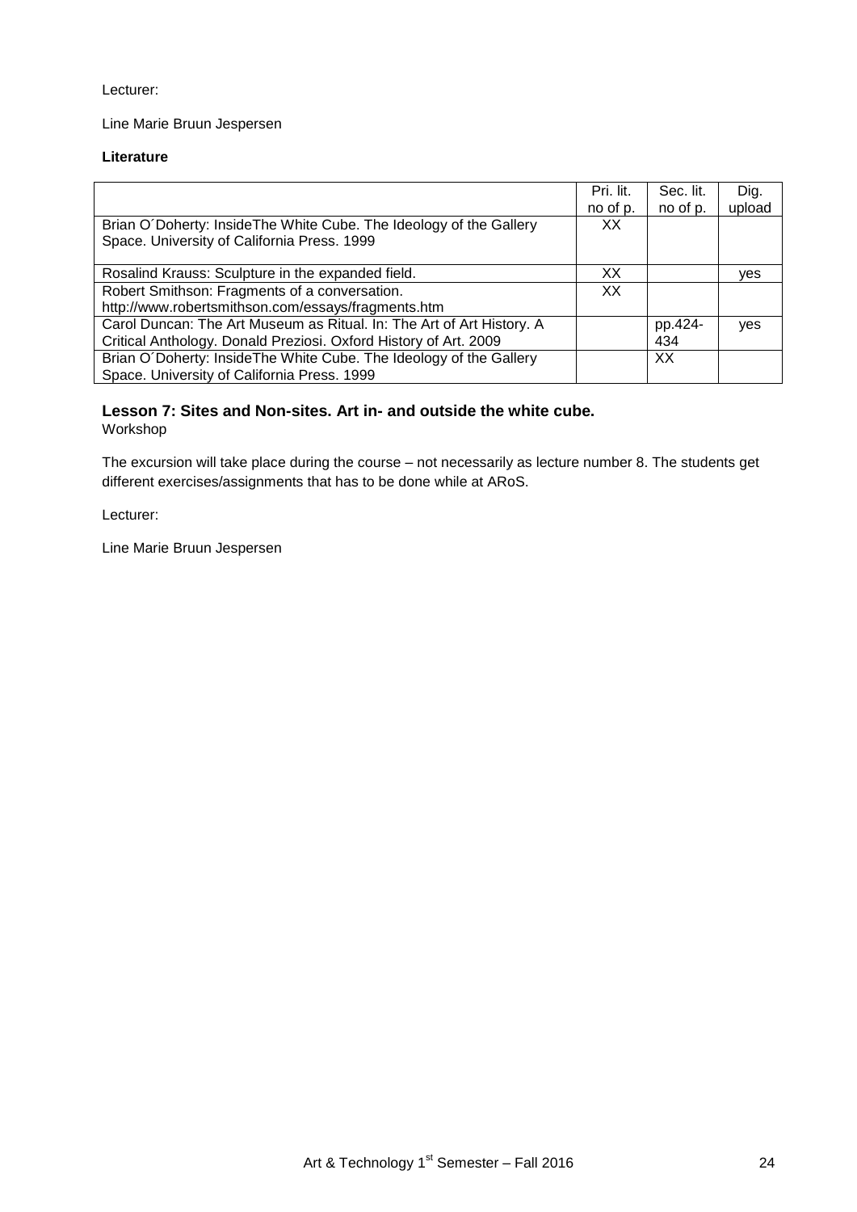Lecturer:

Line Marie Bruun Jespersen

**Literature**

| | Pri. lit. no of p. | Sec. lit. no of p. | Dig. upload |
|---|---|---|---|
| Brian O´Doherty: InsideThe White Cube. The Ideology of the Gallery Space. University of California Press. 1999 | XX | | |
| Rosalind Krauss: Sculpture in the expanded field. | XX | | yes |
| Robert Smithson: Fragments of a conversation. http://www.robertsmithson.com/essays/fragments.htm | XX | | |
| Carol Duncan: The Art Museum as Ritual. In: The Art of Art History. A Critical Anthology. Donald Preziosi. Oxford History of Art. 2009 | | pp.424-434 | yes |
| Brian O´Doherty: InsideThe White Cube. The Ideology of the Gallery Space. University of California Press. 1999 | | XX | |

### Lesson 7: Sites and Non-sites. Art in- and outside the white cube.

Workshop

The excursion will take place during the course – not necessarily as lecture number 8. The students get different exercises/assignments that has to be done while at ARoS.

Lecturer:

Line Marie Bruun Jespersen